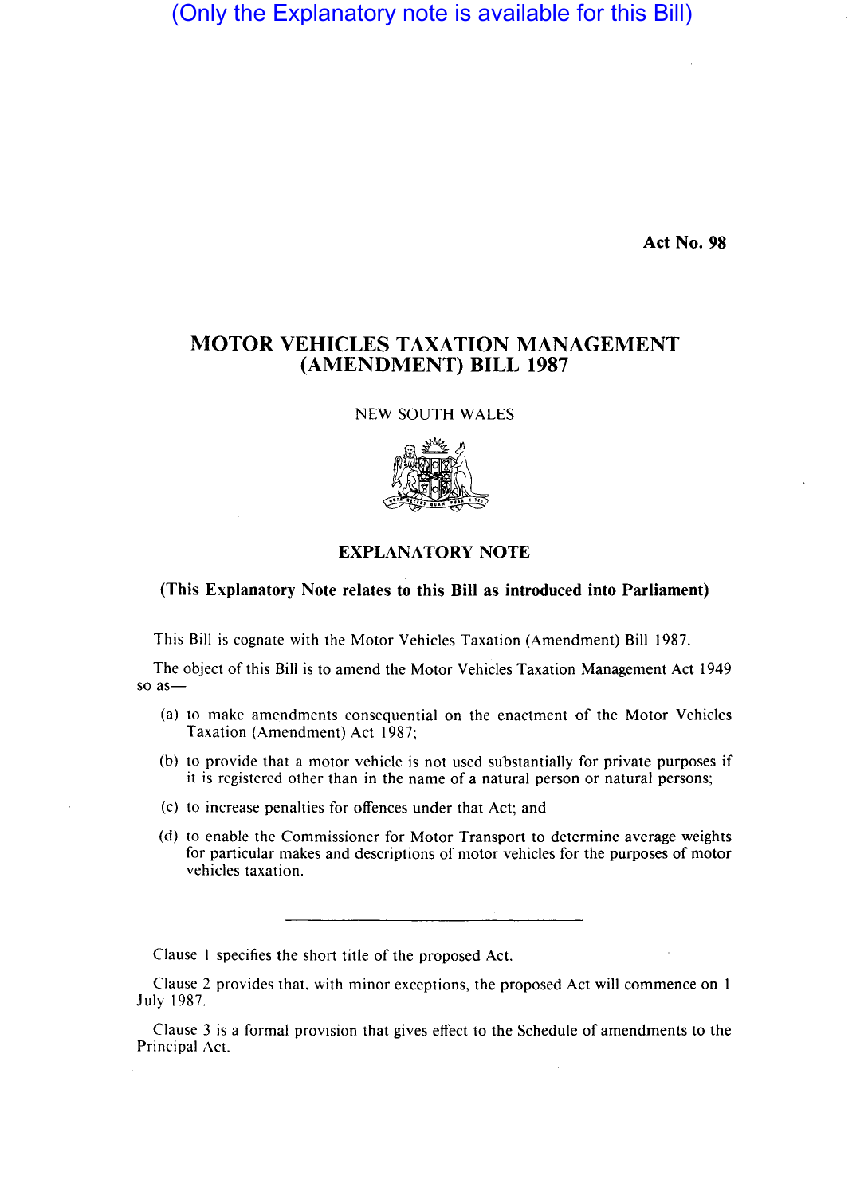(Only the Explanatory note is available for this Bill)

**Act No. 98**

# MOTOR VEHICLES TAXATION MANAGEMENT (AMENDMENT) BILL 1987

NEW SOUTH WALES

## EXPLANATORY NOTE

### (This Explanatory Note relates to this Bill as introduced into Parliament)

This Bill is cognate with the Motor Vehicles Taxation (Amendment) Bill 1987.

The object of this Bill is to amend the Motor Vehicles Taxation Management Act 1949 so as—

(a) to make amendments consequential on the enactment of the Motor Vehicles Taxation (Amendment) Act 1987;

(b) to provide that a motor vehicle is not used substantially for private purposes if it is registered other than in the name of a natural person or natural persons;

(c) to increase penalties for offences under that Act; and

(d) to enable the Commissioner for Motor Transport to determine average weights for particular makes and descriptions of motor vehicles for the purposes of motor vehicles taxation.

---

Clause 1 specifies the short title of the proposed Act.

Clause 2 provides that, with minor exceptions, the proposed Act will commence on 1 July 1987.

Clause 3 is a formal provision that gives effect to the Schedule of amendments to the Principal Act.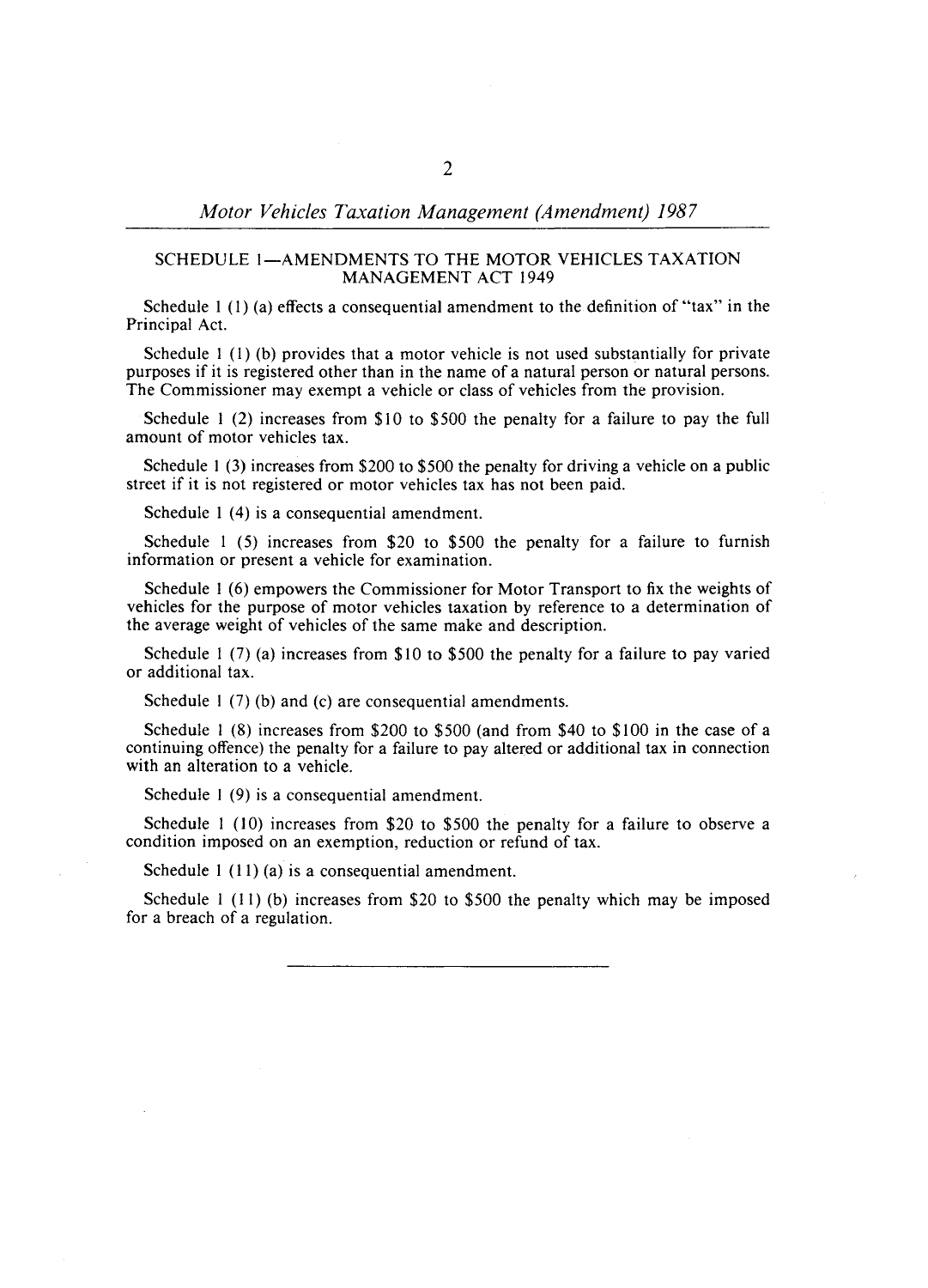## SCHEDULE 1—AMENDMENTS TO THE MOTOR VEHICLES TAXATION MANAGEMENT ACT 1949

Schedule 1 (1) (a) effects a consequential amendment to the definition of "tax" in the Principal Act.

Schedule 1 (1) (b) provides that a motor vehicle is not used substantially for private purposes if it is registered other than in the name of a natural person or natural persons. The Commissioner may exempt a vehicle or class of vehicles from the provision.

Schedule 1 (2) increases from $10 to $500 the penalty for a failure to pay the full amount of motor vehicles tax.

Schedule 1 (3) increases from $200 to $500 the penalty for driving a vehicle on a public street if it is not registered or motor vehicles tax has not been paid.

Schedule 1 (4) is a consequential amendment.

Schedule 1 (5) increases from $20 to $500 the penalty for a failure to furnish information or present a vehicle for examination.

Schedule 1 (6) empowers the Commissioner for Motor Transport to fix the weights of vehicles for the purpose of motor vehicles taxation by reference to a determination of the average weight of vehicles of the same make and description.

Schedule 1 (7) (a) increases from $10 to $500 the penalty for a failure to pay varied or additional tax.

Schedule 1 (7) (b) and (c) are consequential amendments.

Schedule 1 (8) increases from $200 to $500 (and from $40 to $100 in the case of a continuing offence) the penalty for a failure to pay altered or additional tax in connection with an alteration to a vehicle.

Schedule 1 (9) is a consequential amendment.

Schedule 1 (10) increases from $20 to $500 the penalty for a failure to observe a condition imposed on an exemption, reduction or refund of tax.

Schedule 1 (11) (a) is a consequential amendment.

Schedule 1 (11) (b) increases from $20 to $500 the penalty which may be imposed for a breach of a regulation.